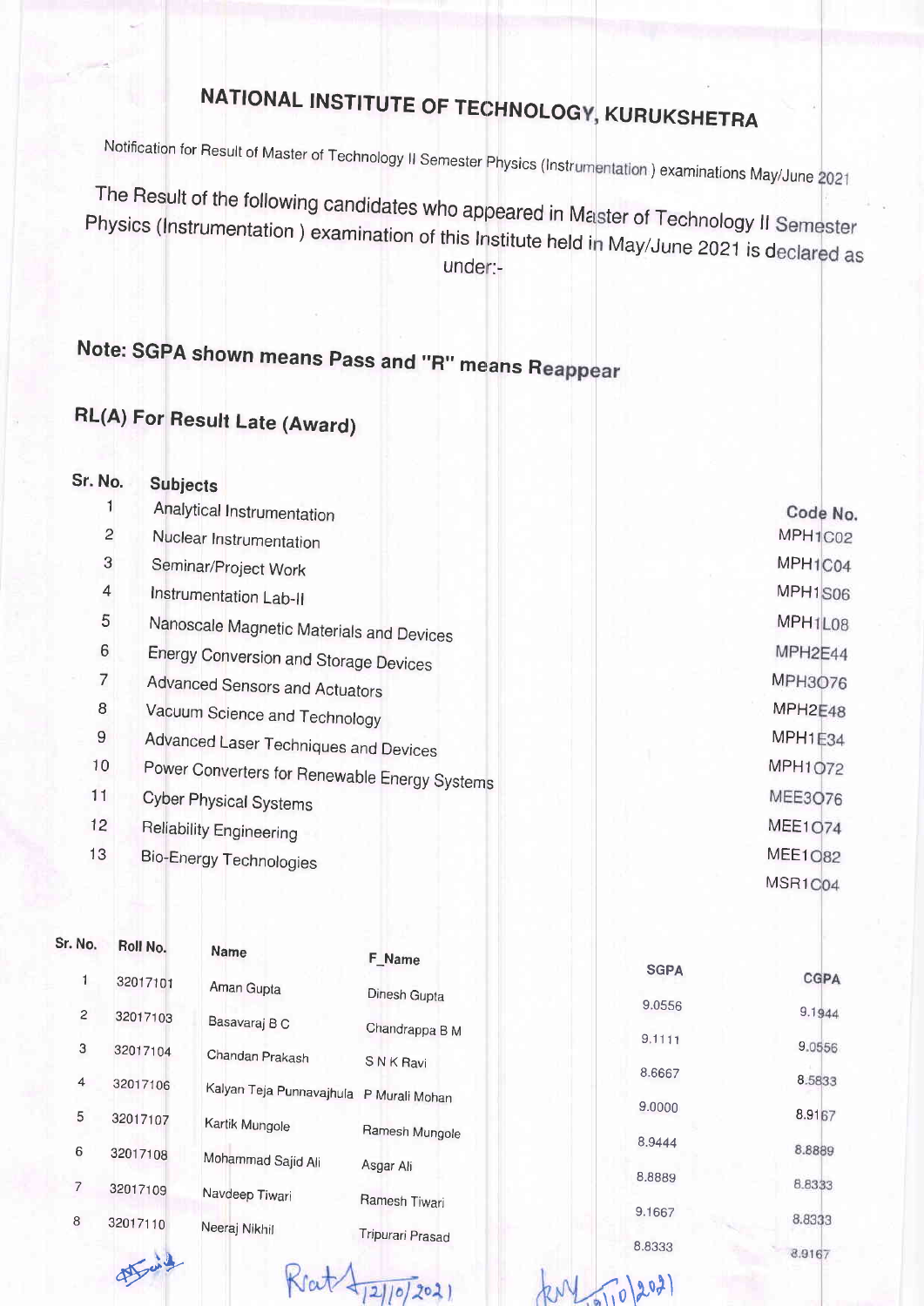# NATIONAL INSTITUTE OF TECHNOLOGY, KURUKSHETRA

Notification for Result of Master of Technology II Semester Physics (Instrumentation) examinations May/June 2021

The Result of the following candidates who appeared in Master of Technology II Semester Physics (Instrumentation) examination of this Institute held in May/June 2021 is declared as under:-

**Note: SGPA shown means Pass and "R" means Reappear**

**RL(A) For Result Late (Award)**

| Sr. No. | Subjects | Code No. |
|---|---|---|
| 1 | Analytical Instrumentation | MPH1C02 |
| 2 | Nuclear Instrumentation | MPH1C04 |
| 3 | Seminar/Project Work | MPH1S06 |
| 4 | Instrumentation Lab-II | MPH1L08 |
| 5 | Nanoscale Magnetic Materials and Devices | MPH2E44 |
| 6 | Energy Conversion and Storage Devices | MPH3O76 |
| 7 | Advanced Sensors and Actuators | MPH2E48 |
| 8 | Vacuum Science and Technology | MPH1E34 |
| 9 | Advanced Laser Techniques and Devices | MPH1O72 |
| 10 | Power Converters for Renewable Energy Systems | MEE3O76 |
| 11 | Cyber Physical Systems | MEE1O74 |
| 12 | Reliability Engineering | MEE1O82 |
| 13 | Bio-Energy Technologies | MSR1C04 |

| Sr. No. | Roll No. | Name | F_Name | SGPA | CGPA |
|---|---|---|---|---|---|
| 1 | 32017101 | Aman Gupta | Dinesh Gupta | 9.0556 | 9.1944 |
| 2 | 32017103 | Basavaraj B C | Chandrappa B M | 9.1111 | 9.0556 |
| 3 | 32017104 | Chandan Prakash | S N K Ravi | 8.6667 | 8.5833 |
| 4 | 32017106 | Kalyan Teja Punnavajhula | P Murali Mohan | 9.0000 | 8.9167 |
| 5 | 32017107 | Kartik Mungole | Ramesh Mungole | 8.9444 | 8.8889 |
| 6 | 32017108 | Mohammad Sajid Ali | Asgar Ali | 8.8889 | 8.8333 |
| 7 | 32017109 | Navdeep Tiwari | Ramesh Tiwari | 9.1667 | 8.8333 |
| 8 | 32017110 | Neeraj Nikhil | Tripurari Prasad | 8.8333 | 8.9167 |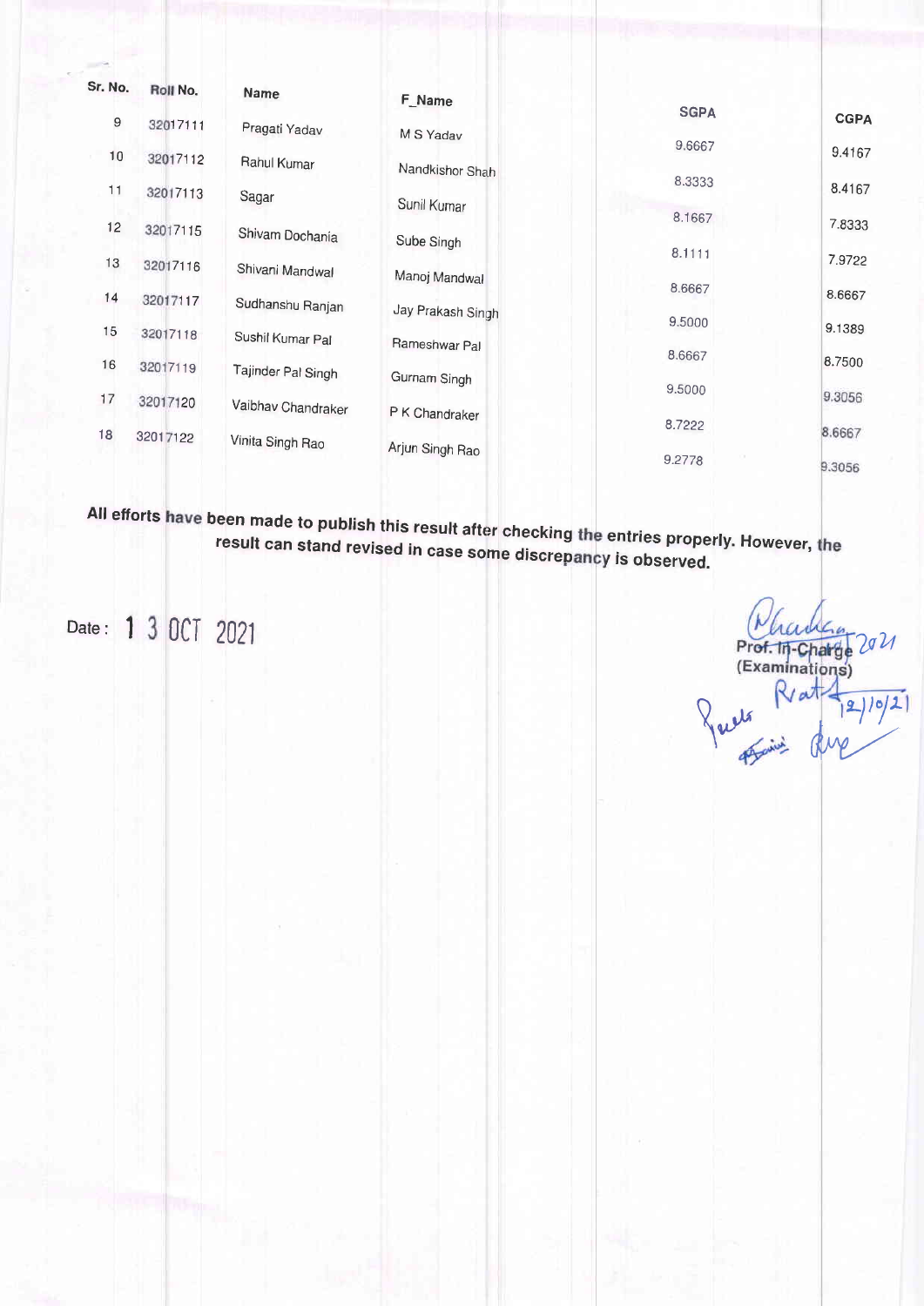| Sr. No. | Roll No. | Name | F_Name | SGPA | CGPA |
|---|---|---|---|---|---|
| 9 | 32017111 | Pragati Yadav | M S Yadav | 9.6667 | 9.4167 |
| 10 | 32017112 | Rahul Kumar | Nandkishor Shah | 8.3333 | 8.4167 |
| 11 | 32017113 | Sagar | Sunil Kumar | 8.1667 | 7.8333 |
| 12 | 32017115 | Shivam Dochania | Sube Singh | 8.1111 | 7.9722 |
| 13 | 32017116 | Shivani Mandwal | Manoj Mandwal | 8.6667 | 8.6667 |
| 14 | 32017117 | Sudhanshu Ranjan | Jay Prakash Singh | 9.5000 | 9.1389 |
| 15 | 32017118 | Sushil Kumar Pal | Rameshwar Pal | 8.6667 | 8.7500 |
| 16 | 32017119 | Tajinder Pal Singh | Gurnam Singh | 9.5000 | 9.3056 |
| 17 | 32017120 | Vaibhav Chandraker | P K Chandraker | 8.7222 | 8.6667 |
| 18 | 32017122 | Vinita Singh Rao | Arjun Singh Rao | 9.2778 | 9.3056 |

**All efforts have been made to publish this result after checking the entries properly. However, the result can stand revised in case some discrepancy is observed.**

Date : 13 OCT 2021

**Prof. In-Charge**
**(Examinations)**

12/10/21